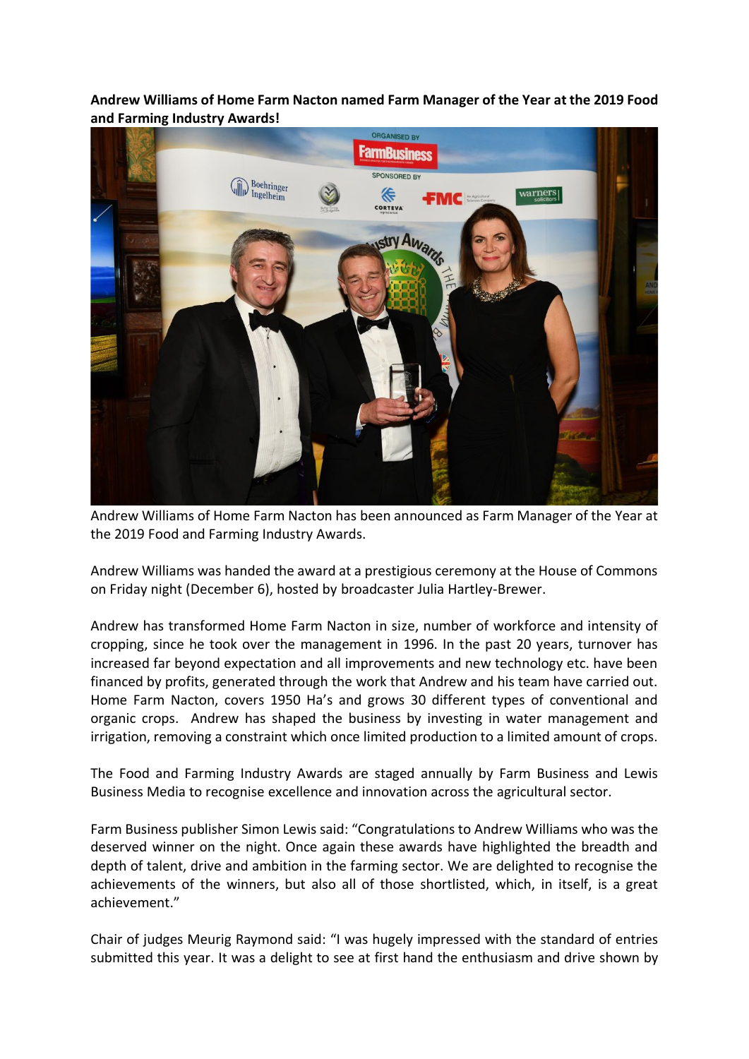**Andrew Williams of Home Farm Nacton named Farm Manager of the Year at the 2019 Food and Farming Industry Awards!**

Andrew Williams of Home Farm Nacton has been announced as Farm Manager of the Year at the 2019 Food and Farming Industry Awards.

Andrew Williams was handed the award at a prestigious ceremony at the House of Commons on Friday night (December 6), hosted by broadcaster Julia Hartley-Brewer.

Andrew has transformed Home Farm Nacton in size, number of workforce and intensity of cropping, since he took over the management in 1996. In the past 20 years, turnover has increased far beyond expectation and all improvements and new technology etc. have been financed by profits, generated through the work that Andrew and his team have carried out. Home Farm Nacton, covers 1950 Ha's and grows 30 different types of conventional and organic crops. Andrew has shaped the business by investing in water management and irrigation, removing a constraint which once limited production to a limited amount of crops.

The Food and Farming Industry Awards are staged annually by Farm Business and Lewis Business Media to recognise excellence and innovation across the agricultural sector.

Farm Business publisher Simon Lewis said: "Congratulations to Andrew Williams who was the deserved winner on the night. Once again these awards have highlighted the breadth and depth of talent, drive and ambition in the farming sector. We are delighted to recognise the achievements of the winners, but also all of those shortlisted, which, in itself, is a great achievement."

Chair of judges Meurig Raymond said: "I was hugely impressed with the standard of entries submitted this year. It was a delight to see at first hand the enthusiasm and drive shown by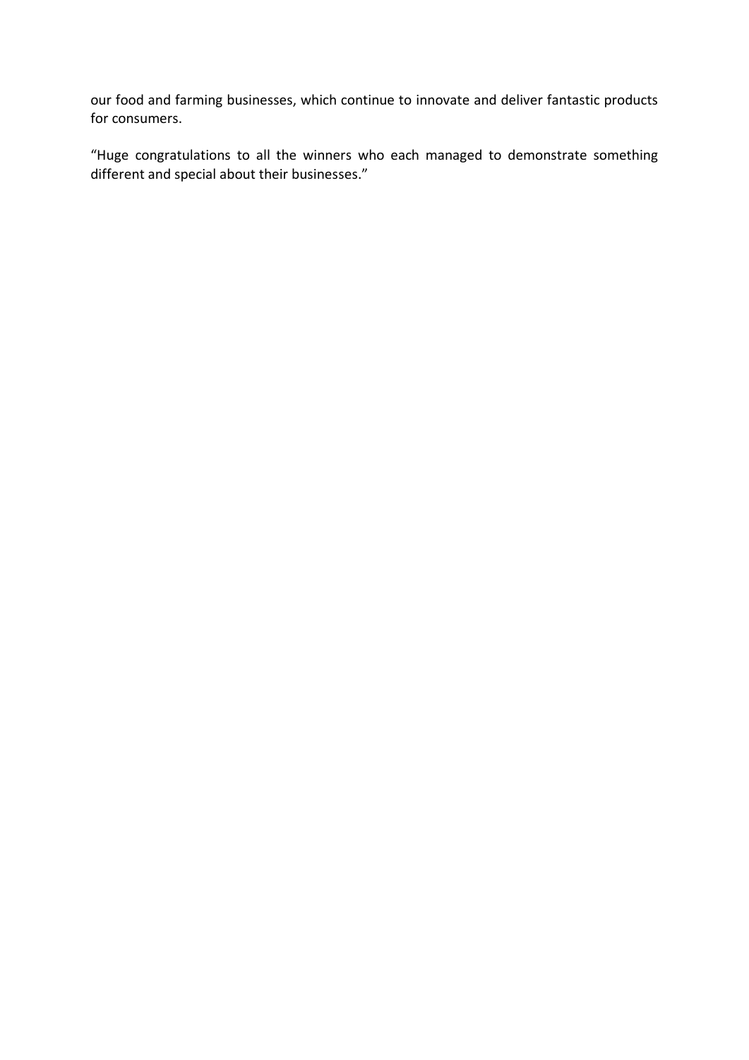our food and farming businesses, which continue to innovate and deliver fantastic products for consumers.

"Huge congratulations to all the winners who each managed to demonstrate something different and special about their businesses."